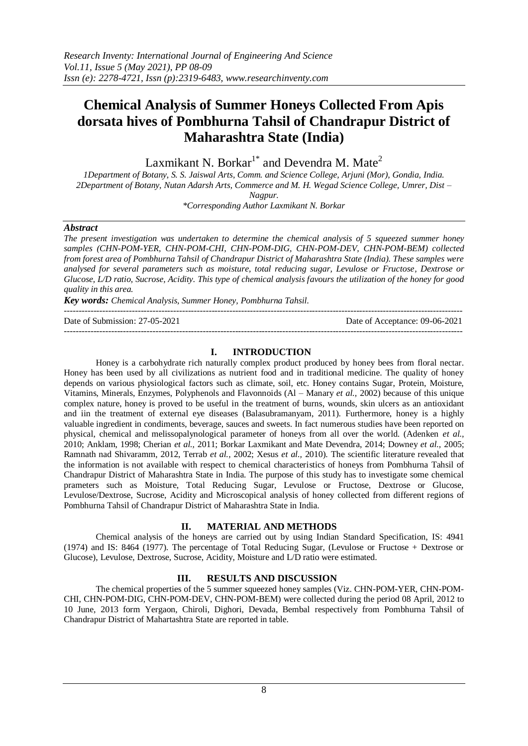# Chemical Analysis of Summer Honeys Collected From Apis dorsata hives of Pombhurna Tahsil of Chandrapur District of Maharashtra State (India)

Laxmikant N. Borkar[1*] and Devendra M. Mate[2]

*1Department of Botany, S. S. Jaiswal Arts, Comm. and Science College, Arjuni (Mor), Gondia, India.*
*2Department of Botany, Nutan Adarsh Arts, Commerce and M. H. Wegad Science College, Umrer, Dist – Nagpur.*
*\*Corresponding Author Laxmikant N. Borkar*

### *Abstract*

*The present investigation was undertaken to determine the chemical analysis of 5 squeezed summer honey samples (CHN-POM-YER, CHN-POM-CHI, CHN-POM-DIG, CHN-POM-DEV, CHN-POM-BEM) collected from forest area of Pombhurna Tahsil of Chandrapur District of Maharashtra State (India). These samples were analysed for several parameters such as moisture, total reducing sugar, Levulose or Fructose, Dextrose or Glucose, L/D ratio, Sucrose, Acidity. This type of chemical analysis favours the utilization of the honey for good quality in this area.*

***Key words:*** *Chemical Analysis, Summer Honey, Pombhurna Tahsil.*

---

Date of Submission: 27-05-2021 | Date of Acceptance: 09-06-2021

---

## I. INTRODUCTION

Honey is a carbohydrate rich naturally complex product produced by honey bees from floral nectar. Honey has been used by all civilizations as nutrient food and in traditional medicine. The quality of honey depends on various physiological factors such as climate, soil, etc. Honey contains Sugar, Protein, Moisture, Vitamins, Minerals, Enzymes, Polyphenols and Flavonnoids (Al – Manary *et al.,* 2002) because of this unique complex nature, honey is proved to be useful in the treatment of burns, wounds, skin ulcers as an antioxidant and iin the treatment of external eye diseases (Balasubramanyam, 2011). Furthermore, honey is a highly valuable ingredient in condiments, beverage, sauces and sweets. In fact numerous studies have been reported on physical, chemical and melissopalynological parameter of honeys from all over the world. (Adenken *et al.,* 2010; Anklam, 1998; Cherian *et al.,* 2011; Borkar Laxmikant and Mate Devendra, 2014; Downey *et al.,* 2005; Ramnath nad Shivaramm, 2012, Terrab *et al.,* 2002; Xesus *et al.,* 2010). The scientific literature revealed that the information is not available with respect to chemical characteristics of honeys from Pombhurna Tahsil of Chandrapur District of Maharashtra State in India. The purpose of this study has to investigate some chemical prameters such as Moisture, Total Reducing Sugar, Levulose or Fructose, Dextrose or Glucose, Levulose/Dextrose, Sucrose, Acidity and Microscopical analysis of honey collected from different regions of Pombhurna Tahsil of Chandrapur District of Maharashtra State in India.

## II. MATERIAL AND METHODS

Chemical analysis of the honeys are carried out by using Indian Standard Specification, IS: 4941 (1974) and IS: 8464 (1977). The percentage of Total Reducing Sugar, (Levulose or Fructose + Dextrose or Glucose), Levulose, Dextrose, Sucrose, Acidity, Moisture and L/D ratio were estimated.

## III. RESULTS AND DISCUSSION

The chemical properties of the 5 summer squeezed honey samples (Viz. CHN-POM-YER, CHN-POM-CHI, CHN-POM-DIG, CHN-POM-DEV, CHN-POM-BEM) were collected during the period 08 April, 2012 to 10 June, 2013 form Yergaon, Chiroli, Dighori, Devada, Bembal respectively from Pombhurna Tahsil of Chandrapur District of Mahartashtra State are reported in table.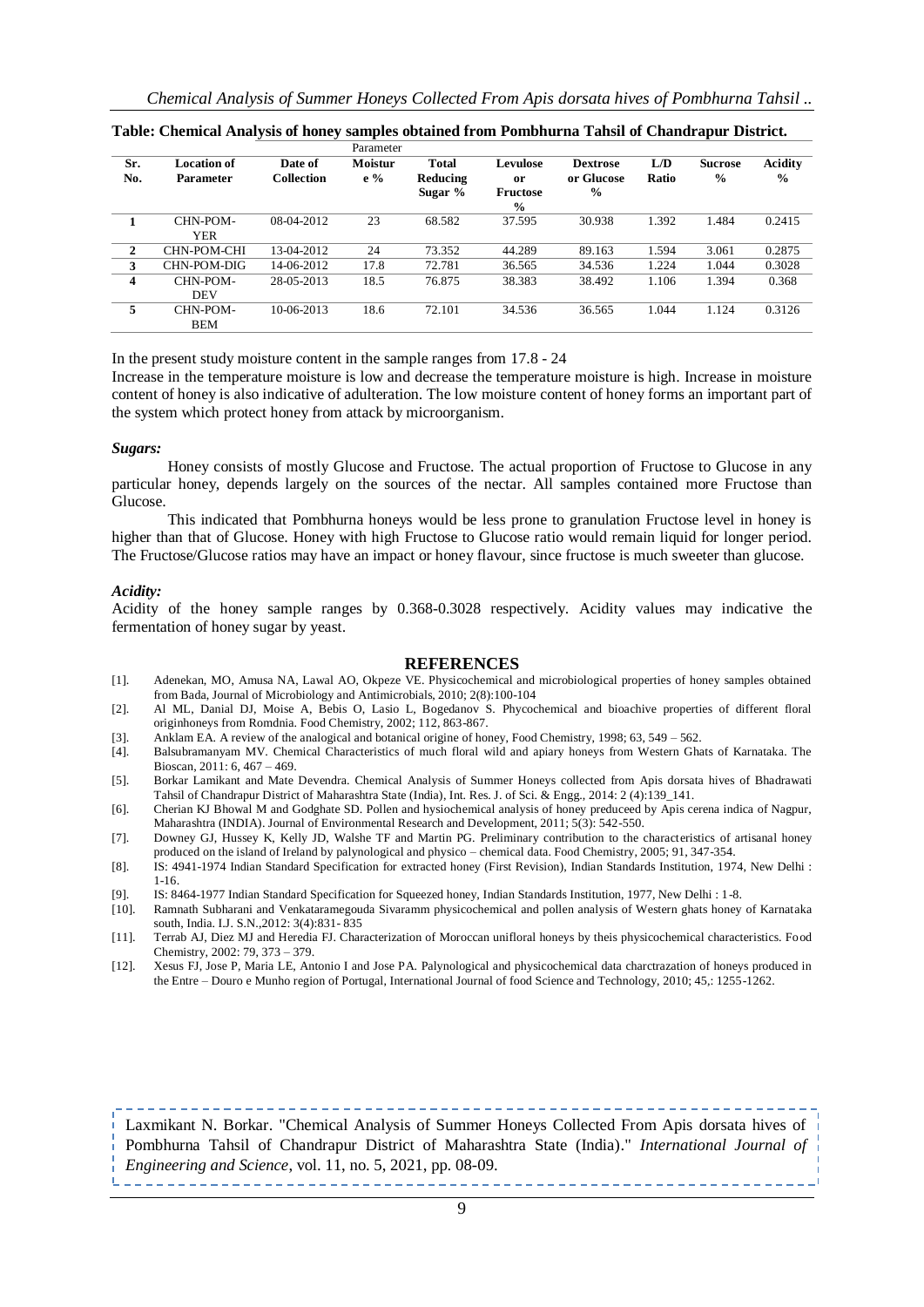**Table: Chemical Analysis of honey samples obtained from Pombhurna Tahsil of Chandrapur District.**

| | | | Parameter | | | | | | |
|---|---|---|---|---|---|---|---|---|---|
| **Sr. No.** | **Location of Parameter** | **Date of Collection** | **Moistur e %** | **Total Reducing Sugar %** | **Levulose or Fructose %** | **Dextrose or Glucose %** | **L/D Ratio** | **Sucrose %** | **Acidity %** |
| **1** | CHN-POM-YER | 08-04-2012 | 23 | 68.582 | 37.595 | 30.938 | 1.392 | 1.484 | 0.2415 |
| **2** | CHN-POM-CHI | 13-04-2012 | 24 | 73.352 | 44.289 | 89.163 | 1.594 | 3.061 | 0.2875 |
| **3** | CHN-POM-DIG | 14-06-2012 | 17.8 | 72.781 | 36.565 | 34.536 | 1.224 | 1.044 | 0.3028 |
| **4** | CHN-POM-DEV | 28-05-2013 | 18.5 | 76.875 | 38.383 | 38.492 | 1.106 | 1.394 | 0.368 |
| **5** | CHN-POM-BEM | 10-06-2013 | 18.6 | 72.101 | 34.536 | 36.565 | 1.044 | 1.124 | 0.3126 |

In the present study moisture content in the sample ranges from 17.8 - 24

Increase in the temperature moisture is low and decrease the temperature moisture is high. Increase in moisture content of honey is also indicative of adulteration. The low moisture content of honey forms an important part of the system which protect honey from attack by microorganism.

***Sugars:***

Honey consists of mostly Glucose and Fructose. The actual proportion of Fructose to Glucose in any particular honey, depends largely on the sources of the nectar. All samples contained more Fructose than Glucose.

This indicated that Pombhurna honeys would be less prone to granulation Fructose level in honey is higher than that of Glucose. Honey with high Fructose to Glucose ratio would remain liquid for longer period. The Fructose/Glucose ratios may have an impact or honey flavour, since fructose is much sweeter than glucose.

***Acidity:***

Acidity of the honey sample ranges by 0.368-0.3028 respectively. Acidity values may indicative the fermentation of honey sugar by yeast.

## REFERENCES

[1]. Adenekan, MO, Amusa NA, Lawal AO, Okpeze VE. Physicochemical and microbiological properties of honey samples obtained from Bada, Journal of Microbiology and Antimicrobials, 2010; 2(8):100-104

[2]. Al ML, Danial DJ, Moise A, Bebis O, Lasio L, Bogedanov S. Phycochemical and bioachive properties of different floral originhoneys from Romdnia. Food Chemistry, 2002; 112, 863-867.

[3]. Anklam EA. A review of the analogical and botanical origine of honey, Food Chemistry, 1998; 63, 549 – 562.

[4]. Balsubramanyam MV. Chemical Characteristics of much floral wild and apiary honeys from Western Ghats of Karnataka. The Bioscan, 2011: 6, 467 – 469.

[5]. Borkar Lamikant and Mate Devendra. Chemical Analysis of Summer Honeys collected from Apis dorsata hives of Bhadrawati Tahsil of Chandrapur District of Maharashtra State (India), Int. Res. J. of Sci. & Engg., 2014: 2 (4):139_141.

[6]. Cherian KJ Bhowal M and Godghate SD. Pollen and hysiochemical analysis of honey preduceed by Apis cerena indica of Nagpur, Maharashtra (INDIA). Journal of Environmental Research and Development, 2011; 5(3): 542-550.

[7]. Downey GJ, Hussey K, Kelly JD, Walshe TF and Martin PG. Preliminary contribution to the characteristics of artisanal honey produced on the island of Ireland by palynological and physico – chemical data. Food Chemistry, 2005; 91, 347-354.

[8]. IS: 4941-1974 Indian Standard Specification for extracted honey (First Revision), Indian Standards Institution, 1974, New Delhi : 1-16.

[9]. IS: 8464-1977 Indian Standard Specification for Squeezed honey, Indian Standards Institution, 1977, New Delhi : 1-8.

[10]. Ramnath Subharani and Venkataramegouda Sivaramm physicochemical and pollen analysis of Western ghats honey of Karnataka south, India. I.J. S.N.,2012: 3(4):831- 835

[11]. Terrab AJ, Diez MJ and Heredia FJ. Characterization of Moroccan unifloral honeys by theis physicochemical characteristics. Food Chemistry, 2002: 79, 373 – 379.

[12]. Xesus FJ, Jose P, Maria LE, Antonio I and Jose PA. Palynological and physicochemical data charctrazation of honeys produced in the Entre – Douro e Munho region of Portugal, International Journal of food Science and Technology, 2010; 45,: 1255-1262.

Laxmikant N. Borkar. "Chemical Analysis of Summer Honeys Collected From Apis dorsata hives of Pombhurna Tahsil of Chandrapur District of Maharashtra State (India)." *International Journal of Engineering and Science*, vol. 11, no. 5, 2021, pp. 08-09.